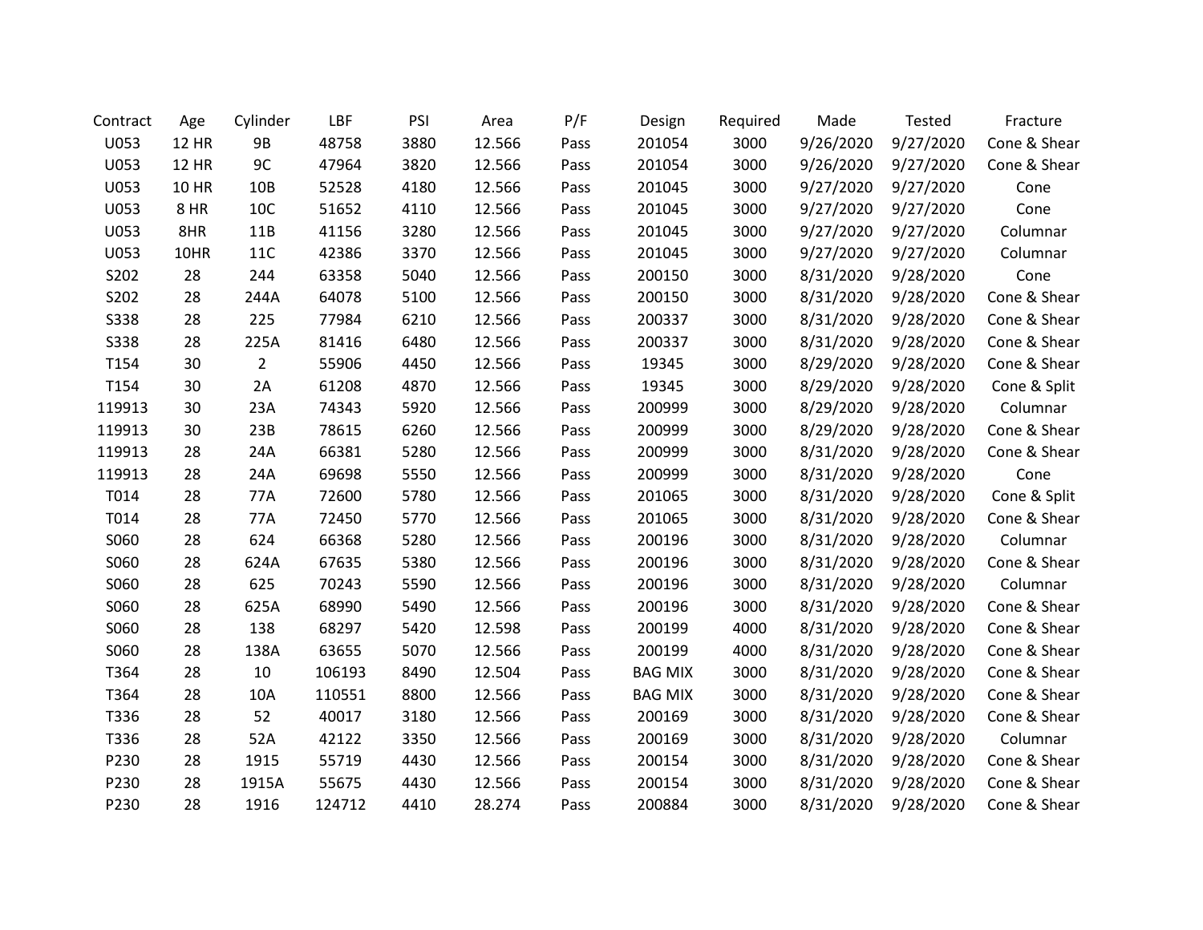| Contract | Age | Cylinder | LBF | PSI | Area | P/F | Design | Required | Made | Tested | Fracture |
|---|---|---|---|---|---|---|---|---|---|---|---|
| U053 | 12 HR | 9B | 48758 | 3880 | 12.566 | Pass | 201054 | 3000 | 9/26/2020 | 9/27/2020 | Cone & Shear |
| U053 | 12 HR | 9C | 47964 | 3820 | 12.566 | Pass | 201054 | 3000 | 9/26/2020 | 9/27/2020 | Cone & Shear |
| U053 | 10 HR | 10B | 52528 | 4180 | 12.566 | Pass | 201045 | 3000 | 9/27/2020 | 9/27/2020 | Cone |
| U053 | 8 HR | 10C | 51652 | 4110 | 12.566 | Pass | 201045 | 3000 | 9/27/2020 | 9/27/2020 | Cone |
| U053 | 8HR | 11B | 41156 | 3280 | 12.566 | Pass | 201045 | 3000 | 9/27/2020 | 9/27/2020 | Columnar |
| U053 | 10HR | 11C | 42386 | 3370 | 12.566 | Pass | 201045 | 3000 | 9/27/2020 | 9/27/2020 | Columnar |
| S202 | 28 | 244 | 63358 | 5040 | 12.566 | Pass | 200150 | 3000 | 8/31/2020 | 9/28/2020 | Cone |
| S202 | 28 | 244A | 64078 | 5100 | 12.566 | Pass | 200150 | 3000 | 8/31/2020 | 9/28/2020 | Cone & Shear |
| S338 | 28 | 225 | 77984 | 6210 | 12.566 | Pass | 200337 | 3000 | 8/31/2020 | 9/28/2020 | Cone & Shear |
| S338 | 28 | 225A | 81416 | 6480 | 12.566 | Pass | 200337 | 3000 | 8/31/2020 | 9/28/2020 | Cone & Shear |
| T154 | 30 | 2 | 55906 | 4450 | 12.566 | Pass | 19345 | 3000 | 8/29/2020 | 9/28/2020 | Cone & Shear |
| T154 | 30 | 2A | 61208 | 4870 | 12.566 | Pass | 19345 | 3000 | 8/29/2020 | 9/28/2020 | Cone & Split |
| 119913 | 30 | 23A | 74343 | 5920 | 12.566 | Pass | 200999 | 3000 | 8/29/2020 | 9/28/2020 | Columnar |
| 119913 | 30 | 23B | 78615 | 6260 | 12.566 | Pass | 200999 | 3000 | 8/29/2020 | 9/28/2020 | Cone & Shear |
| 119913 | 28 | 24A | 66381 | 5280 | 12.566 | Pass | 200999 | 3000 | 8/31/2020 | 9/28/2020 | Cone & Shear |
| 119913 | 28 | 24A | 69698 | 5550 | 12.566 | Pass | 200999 | 3000 | 8/31/2020 | 9/28/2020 | Cone |
| T014 | 28 | 77A | 72600 | 5780 | 12.566 | Pass | 201065 | 3000 | 8/31/2020 | 9/28/2020 | Cone & Split |
| T014 | 28 | 77A | 72450 | 5770 | 12.566 | Pass | 201065 | 3000 | 8/31/2020 | 9/28/2020 | Cone & Shear |
| S060 | 28 | 624 | 66368 | 5280 | 12.566 | Pass | 200196 | 3000 | 8/31/2020 | 9/28/2020 | Columnar |
| S060 | 28 | 624A | 67635 | 5380 | 12.566 | Pass | 200196 | 3000 | 8/31/2020 | 9/28/2020 | Cone & Shear |
| S060 | 28 | 625 | 70243 | 5590 | 12.566 | Pass | 200196 | 3000 | 8/31/2020 | 9/28/2020 | Columnar |
| S060 | 28 | 625A | 68990 | 5490 | 12.566 | Pass | 200196 | 3000 | 8/31/2020 | 9/28/2020 | Cone & Shear |
| S060 | 28 | 138 | 68297 | 5420 | 12.598 | Pass | 200199 | 4000 | 8/31/2020 | 9/28/2020 | Cone & Shear |
| S060 | 28 | 138A | 63655 | 5070 | 12.566 | Pass | 200199 | 4000 | 8/31/2020 | 9/28/2020 | Cone & Shear |
| T364 | 28 | 10 | 106193 | 8490 | 12.504 | Pass | BAG MIX | 3000 | 8/31/2020 | 9/28/2020 | Cone & Shear |
| T364 | 28 | 10A | 110551 | 8800 | 12.566 | Pass | BAG MIX | 3000 | 8/31/2020 | 9/28/2020 | Cone & Shear |
| T336 | 28 | 52 | 40017 | 3180 | 12.566 | Pass | 200169 | 3000 | 8/31/2020 | 9/28/2020 | Cone & Shear |
| T336 | 28 | 52A | 42122 | 3350 | 12.566 | Pass | 200169 | 3000 | 8/31/2020 | 9/28/2020 | Columnar |
| P230 | 28 | 1915 | 55719 | 4430 | 12.566 | Pass | 200154 | 3000 | 8/31/2020 | 9/28/2020 | Cone & Shear |
| P230 | 28 | 1915A | 55675 | 4430 | 12.566 | Pass | 200154 | 3000 | 8/31/2020 | 9/28/2020 | Cone & Shear |
| P230 | 28 | 1916 | 124712 | 4410 | 28.274 | Pass | 200884 | 3000 | 8/31/2020 | 9/28/2020 | Cone & Shear |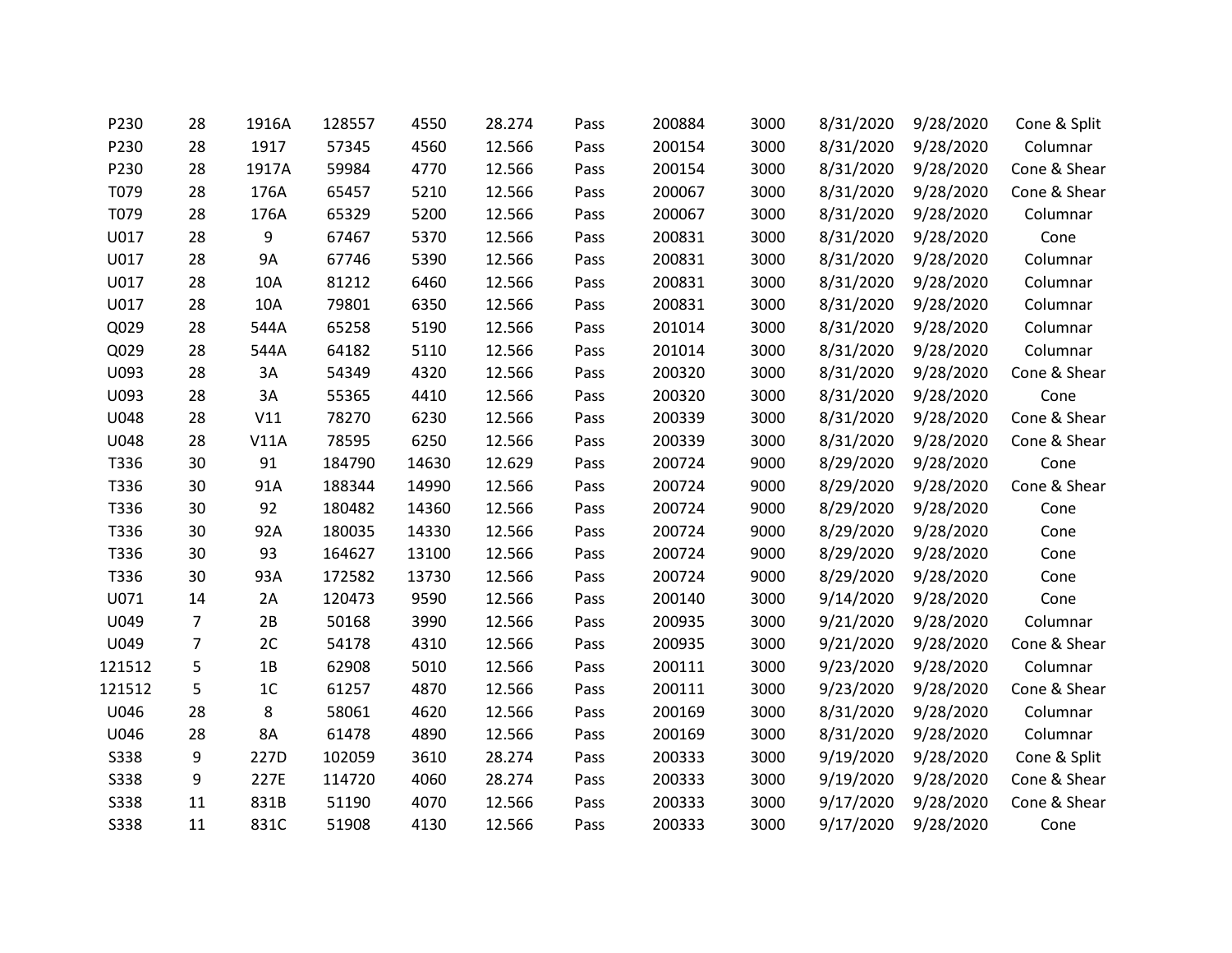| | | | | | | | | | | | |
|---|---|---|---|---|---|---|---|---|---|---|---|
| P230 | 28 | 1916A | 128557 | 4550 | 28.274 | Pass | 200884 | 3000 | 8/31/2020 | 9/28/2020 | Cone & Split |
| P230 | 28 | 1917 | 57345 | 4560 | 12.566 | Pass | 200154 | 3000 | 8/31/2020 | 9/28/2020 | Columnar |
| P230 | 28 | 1917A | 59984 | 4770 | 12.566 | Pass | 200154 | 3000 | 8/31/2020 | 9/28/2020 | Cone & Shear |
| T079 | 28 | 176A | 65457 | 5210 | 12.566 | Pass | 200067 | 3000 | 8/31/2020 | 9/28/2020 | Cone & Shear |
| T079 | 28 | 176A | 65329 | 5200 | 12.566 | Pass | 200067 | 3000 | 8/31/2020 | 9/28/2020 | Columnar |
| U017 | 28 | 9 | 67467 | 5370 | 12.566 | Pass | 200831 | 3000 | 8/31/2020 | 9/28/2020 | Cone |
| U017 | 28 | 9A | 67746 | 5390 | 12.566 | Pass | 200831 | 3000 | 8/31/2020 | 9/28/2020 | Columnar |
| U017 | 28 | 10A | 81212 | 6460 | 12.566 | Pass | 200831 | 3000 | 8/31/2020 | 9/28/2020 | Columnar |
| U017 | 28 | 10A | 79801 | 6350 | 12.566 | Pass | 200831 | 3000 | 8/31/2020 | 9/28/2020 | Columnar |
| Q029 | 28 | 544A | 65258 | 5190 | 12.566 | Pass | 201014 | 3000 | 8/31/2020 | 9/28/2020 | Columnar |
| Q029 | 28 | 544A | 64182 | 5110 | 12.566 | Pass | 201014 | 3000 | 8/31/2020 | 9/28/2020 | Columnar |
| U093 | 28 | 3A | 54349 | 4320 | 12.566 | Pass | 200320 | 3000 | 8/31/2020 | 9/28/2020 | Cone & Shear |
| U093 | 28 | 3A | 55365 | 4410 | 12.566 | Pass | 200320 | 3000 | 8/31/2020 | 9/28/2020 | Cone |
| U048 | 28 | V11 | 78270 | 6230 | 12.566 | Pass | 200339 | 3000 | 8/31/2020 | 9/28/2020 | Cone & Shear |
| U048 | 28 | V11A | 78595 | 6250 | 12.566 | Pass | 200339 | 3000 | 8/31/2020 | 9/28/2020 | Cone & Shear |
| T336 | 30 | 91 | 184790 | 14630 | 12.629 | Pass | 200724 | 9000 | 8/29/2020 | 9/28/2020 | Cone |
| T336 | 30 | 91A | 188344 | 14990 | 12.566 | Pass | 200724 | 9000 | 8/29/2020 | 9/28/2020 | Cone & Shear |
| T336 | 30 | 92 | 180482 | 14360 | 12.566 | Pass | 200724 | 9000 | 8/29/2020 | 9/28/2020 | Cone |
| T336 | 30 | 92A | 180035 | 14330 | 12.566 | Pass | 200724 | 9000 | 8/29/2020 | 9/28/2020 | Cone |
| T336 | 30 | 93 | 164627 | 13100 | 12.566 | Pass | 200724 | 9000 | 8/29/2020 | 9/28/2020 | Cone |
| T336 | 30 | 93A | 172582 | 13730 | 12.566 | Pass | 200724 | 9000 | 8/29/2020 | 9/28/2020 | Cone |
| U071 | 14 | 2A | 120473 | 9590 | 12.566 | Pass | 200140 | 3000 | 9/14/2020 | 9/28/2020 | Cone |
| U049 | 7 | 2B | 50168 | 3990 | 12.566 | Pass | 200935 | 3000 | 9/21/2020 | 9/28/2020 | Columnar |
| U049 | 7 | 2C | 54178 | 4310 | 12.566 | Pass | 200935 | 3000 | 9/21/2020 | 9/28/2020 | Cone & Shear |
| 121512 | 5 | 1B | 62908 | 5010 | 12.566 | Pass | 200111 | 3000 | 9/23/2020 | 9/28/2020 | Columnar |
| 121512 | 5 | 1C | 61257 | 4870 | 12.566 | Pass | 200111 | 3000 | 9/23/2020 | 9/28/2020 | Cone & Shear |
| U046 | 28 | 8 | 58061 | 4620 | 12.566 | Pass | 200169 | 3000 | 8/31/2020 | 9/28/2020 | Columnar |
| U046 | 28 | 8A | 61478 | 4890 | 12.566 | Pass | 200169 | 3000 | 8/31/2020 | 9/28/2020 | Columnar |
| S338 | 9 | 227D | 102059 | 3610 | 28.274 | Pass | 200333 | 3000 | 9/19/2020 | 9/28/2020 | Cone & Split |
| S338 | 9 | 227E | 114720 | 4060 | 28.274 | Pass | 200333 | 3000 | 9/19/2020 | 9/28/2020 | Cone & Shear |
| S338 | 11 | 831B | 51190 | 4070 | 12.566 | Pass | 200333 | 3000 | 9/17/2020 | 9/28/2020 | Cone & Shear |
| S338 | 11 | 831C | 51908 | 4130 | 12.566 | Pass | 200333 | 3000 | 9/17/2020 | 9/28/2020 | Cone |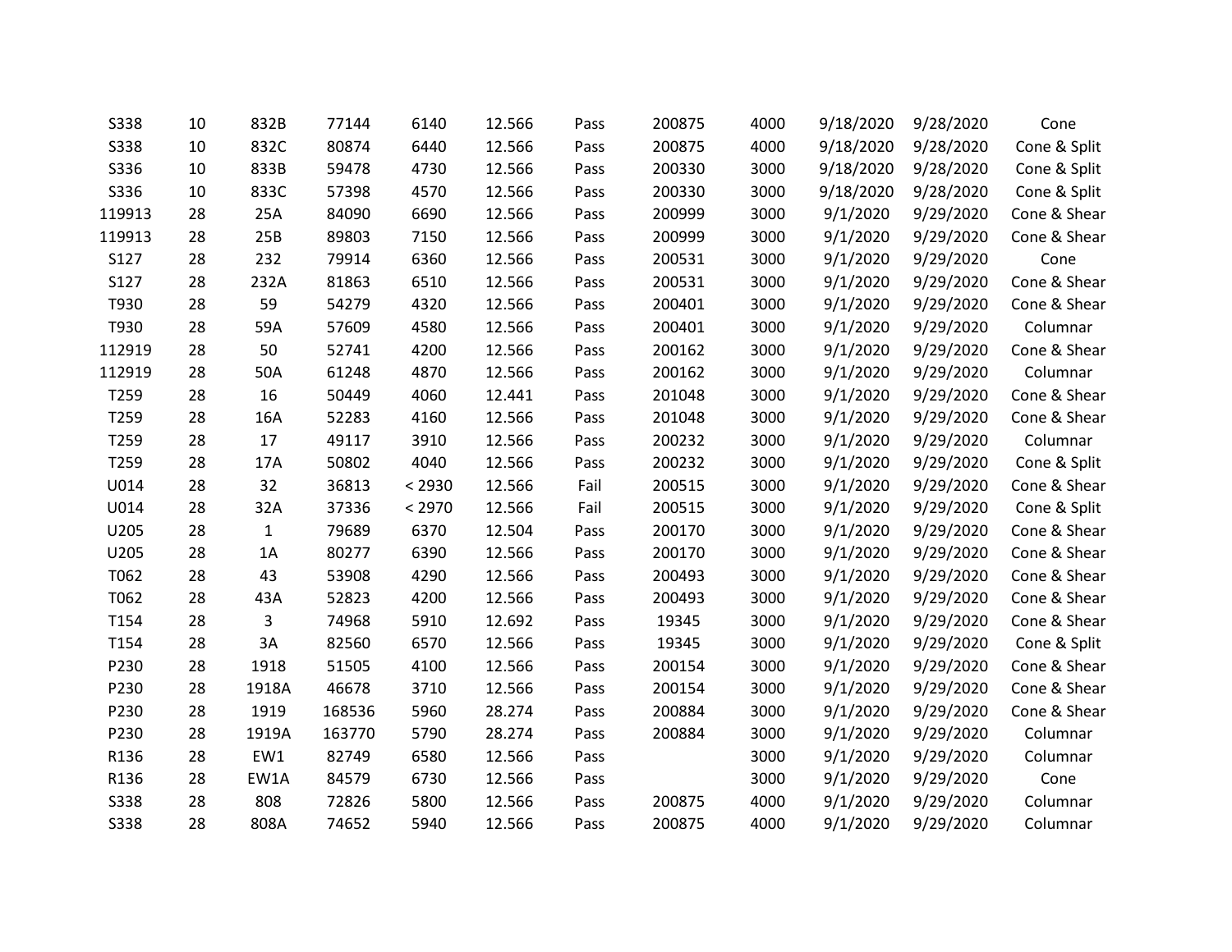| | | | | | | | | | | | |
|---|---|---|---|---|---|---|---|---|---|---|---|
| S338 | 10 | 832B | 77144 | 6140 | 12.566 | Pass | 200875 | 4000 | 9/18/2020 | 9/28/2020 | Cone |
| S338 | 10 | 832C | 80874 | 6440 | 12.566 | Pass | 200875 | 4000 | 9/18/2020 | 9/28/2020 | Cone & Split |
| S336 | 10 | 833B | 59478 | 4730 | 12.566 | Pass | 200330 | 3000 | 9/18/2020 | 9/28/2020 | Cone & Split |
| S336 | 10 | 833C | 57398 | 4570 | 12.566 | Pass | 200330 | 3000 | 9/18/2020 | 9/28/2020 | Cone & Split |
| 119913 | 28 | 25A | 84090 | 6690 | 12.566 | Pass | 200999 | 3000 | 9/1/2020 | 9/29/2020 | Cone & Shear |
| 119913 | 28 | 25B | 89803 | 7150 | 12.566 | Pass | 200999 | 3000 | 9/1/2020 | 9/29/2020 | Cone & Shear |
| S127 | 28 | 232 | 79914 | 6360 | 12.566 | Pass | 200531 | 3000 | 9/1/2020 | 9/29/2020 | Cone |
| S127 | 28 | 232A | 81863 | 6510 | 12.566 | Pass | 200531 | 3000 | 9/1/2020 | 9/29/2020 | Cone & Shear |
| T930 | 28 | 59 | 54279 | 4320 | 12.566 | Pass | 200401 | 3000 | 9/1/2020 | 9/29/2020 | Cone & Shear |
| T930 | 28 | 59A | 57609 | 4580 | 12.566 | Pass | 200401 | 3000 | 9/1/2020 | 9/29/2020 | Columnar |
| 112919 | 28 | 50 | 52741 | 4200 | 12.566 | Pass | 200162 | 3000 | 9/1/2020 | 9/29/2020 | Cone & Shear |
| 112919 | 28 | 50A | 61248 | 4870 | 12.566 | Pass | 200162 | 3000 | 9/1/2020 | 9/29/2020 | Columnar |
| T259 | 28 | 16 | 50449 | 4060 | 12.441 | Pass | 201048 | 3000 | 9/1/2020 | 9/29/2020 | Cone & Shear |
| T259 | 28 | 16A | 52283 | 4160 | 12.566 | Pass | 201048 | 3000 | 9/1/2020 | 9/29/2020 | Cone & Shear |
| T259 | 28 | 17 | 49117 | 3910 | 12.566 | Pass | 200232 | 3000 | 9/1/2020 | 9/29/2020 | Columnar |
| T259 | 28 | 17A | 50802 | 4040 | 12.566 | Pass | 200232 | 3000 | 9/1/2020 | 9/29/2020 | Cone & Split |
| U014 | 28 | 32 | 36813 | < 2930 | 12.566 | Fail | 200515 | 3000 | 9/1/2020 | 9/29/2020 | Cone & Shear |
| U014 | 28 | 32A | 37336 | < 2970 | 12.566 | Fail | 200515 | 3000 | 9/1/2020 | 9/29/2020 | Cone & Split |
| U205 | 28 | 1 | 79689 | 6370 | 12.504 | Pass | 200170 | 3000 | 9/1/2020 | 9/29/2020 | Cone & Shear |
| U205 | 28 | 1A | 80277 | 6390 | 12.566 | Pass | 200170 | 3000 | 9/1/2020 | 9/29/2020 | Cone & Shear |
| T062 | 28 | 43 | 53908 | 4290 | 12.566 | Pass | 200493 | 3000 | 9/1/2020 | 9/29/2020 | Cone & Shear |
| T062 | 28 | 43A | 52823 | 4200 | 12.566 | Pass | 200493 | 3000 | 9/1/2020 | 9/29/2020 | Cone & Shear |
| T154 | 28 | 3 | 74968 | 5910 | 12.692 | Pass | 19345 | 3000 | 9/1/2020 | 9/29/2020 | Cone & Shear |
| T154 | 28 | 3A | 82560 | 6570 | 12.566 | Pass | 19345 | 3000 | 9/1/2020 | 9/29/2020 | Cone & Split |
| P230 | 28 | 1918 | 51505 | 4100 | 12.566 | Pass | 200154 | 3000 | 9/1/2020 | 9/29/2020 | Cone & Shear |
| P230 | 28 | 1918A | 46678 | 3710 | 12.566 | Pass | 200154 | 3000 | 9/1/2020 | 9/29/2020 | Cone & Shear |
| P230 | 28 | 1919 | 168536 | 5960 | 28.274 | Pass | 200884 | 3000 | 9/1/2020 | 9/29/2020 | Cone & Shear |
| P230 | 28 | 1919A | 163770 | 5790 | 28.274 | Pass | 200884 | 3000 | 9/1/2020 | 9/29/2020 | Columnar |
| R136 | 28 | EW1 | 82749 | 6580 | 12.566 | Pass | | 3000 | 9/1/2020 | 9/29/2020 | Columnar |
| R136 | 28 | EW1A | 84579 | 6730 | 12.566 | Pass | | 3000 | 9/1/2020 | 9/29/2020 | Cone |
| S338 | 28 | 808 | 72826 | 5800 | 12.566 | Pass | 200875 | 4000 | 9/1/2020 | 9/29/2020 | Columnar |
| S338 | 28 | 808A | 74652 | 5940 | 12.566 | Pass | 200875 | 4000 | 9/1/2020 | 9/29/2020 | Columnar |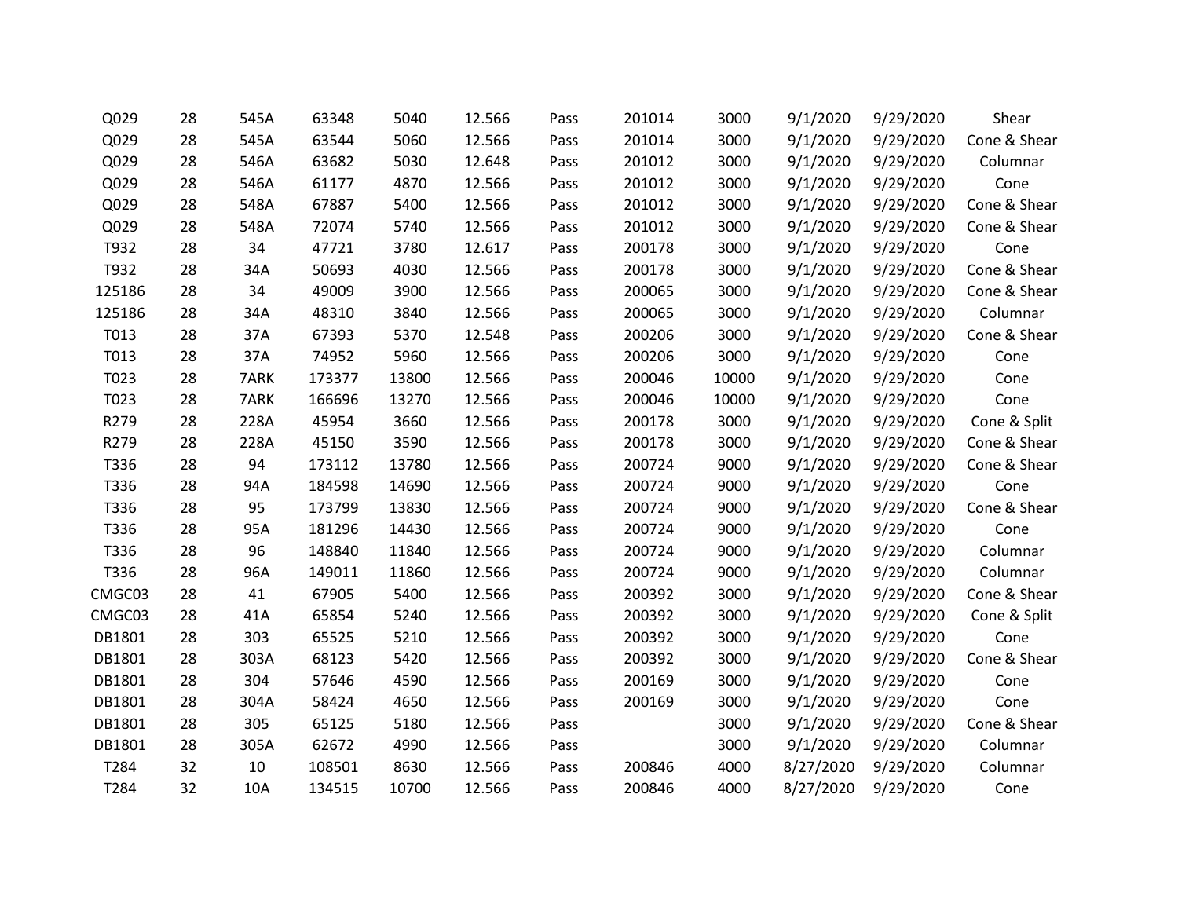| | | | | | | | | | | | |
|---|---|---|---|---|---|---|---|---|---|---|---|
| Q029 | 28 | 545A | 63348 | 5040 | 12.566 | Pass | 201014 | 3000 | 9/1/2020 | 9/29/2020 | Shear |
| Q029 | 28 | 545A | 63544 | 5060 | 12.566 | Pass | 201014 | 3000 | 9/1/2020 | 9/29/2020 | Cone & Shear |
| Q029 | 28 | 546A | 63682 | 5030 | 12.648 | Pass | 201012 | 3000 | 9/1/2020 | 9/29/2020 | Columnar |
| Q029 | 28 | 546A | 61177 | 4870 | 12.566 | Pass | 201012 | 3000 | 9/1/2020 | 9/29/2020 | Cone |
| Q029 | 28 | 548A | 67887 | 5400 | 12.566 | Pass | 201012 | 3000 | 9/1/2020 | 9/29/2020 | Cone & Shear |
| Q029 | 28 | 548A | 72074 | 5740 | 12.566 | Pass | 201012 | 3000 | 9/1/2020 | 9/29/2020 | Cone & Shear |
| T932 | 28 | 34 | 47721 | 3780 | 12.617 | Pass | 200178 | 3000 | 9/1/2020 | 9/29/2020 | Cone |
| T932 | 28 | 34A | 50693 | 4030 | 12.566 | Pass | 200178 | 3000 | 9/1/2020 | 9/29/2020 | Cone & Shear |
| 125186 | 28 | 34 | 49009 | 3900 | 12.566 | Pass | 200065 | 3000 | 9/1/2020 | 9/29/2020 | Cone & Shear |
| 125186 | 28 | 34A | 48310 | 3840 | 12.566 | Pass | 200065 | 3000 | 9/1/2020 | 9/29/2020 | Columnar |
| T013 | 28 | 37A | 67393 | 5370 | 12.548 | Pass | 200206 | 3000 | 9/1/2020 | 9/29/2020 | Cone & Shear |
| T013 | 28 | 37A | 74952 | 5960 | 12.566 | Pass | 200206 | 3000 | 9/1/2020 | 9/29/2020 | Cone |
| T023 | 28 | 7ARK | 173377 | 13800 | 12.566 | Pass | 200046 | 10000 | 9/1/2020 | 9/29/2020 | Cone |
| T023 | 28 | 7ARK | 166696 | 13270 | 12.566 | Pass | 200046 | 10000 | 9/1/2020 | 9/29/2020 | Cone |
| R279 | 28 | 228A | 45954 | 3660 | 12.566 | Pass | 200178 | 3000 | 9/1/2020 | 9/29/2020 | Cone & Split |
| R279 | 28 | 228A | 45150 | 3590 | 12.566 | Pass | 200178 | 3000 | 9/1/2020 | 9/29/2020 | Cone & Shear |
| T336 | 28 | 94 | 173112 | 13780 | 12.566 | Pass | 200724 | 9000 | 9/1/2020 | 9/29/2020 | Cone & Shear |
| T336 | 28 | 94A | 184598 | 14690 | 12.566 | Pass | 200724 | 9000 | 9/1/2020 | 9/29/2020 | Cone |
| T336 | 28 | 95 | 173799 | 13830 | 12.566 | Pass | 200724 | 9000 | 9/1/2020 | 9/29/2020 | Cone & Shear |
| T336 | 28 | 95A | 181296 | 14430 | 12.566 | Pass | 200724 | 9000 | 9/1/2020 | 9/29/2020 | Cone |
| T336 | 28 | 96 | 148840 | 11840 | 12.566 | Pass | 200724 | 9000 | 9/1/2020 | 9/29/2020 | Columnar |
| T336 | 28 | 96A | 149011 | 11860 | 12.566 | Pass | 200724 | 9000 | 9/1/2020 | 9/29/2020 | Columnar |
| CMGC03 | 28 | 41 | 67905 | 5400 | 12.566 | Pass | 200392 | 3000 | 9/1/2020 | 9/29/2020 | Cone & Shear |
| CMGC03 | 28 | 41A | 65854 | 5240 | 12.566 | Pass | 200392 | 3000 | 9/1/2020 | 9/29/2020 | Cone & Split |
| DB1801 | 28 | 303 | 65525 | 5210 | 12.566 | Pass | 200392 | 3000 | 9/1/2020 | 9/29/2020 | Cone |
| DB1801 | 28 | 303A | 68123 | 5420 | 12.566 | Pass | 200392 | 3000 | 9/1/2020 | 9/29/2020 | Cone & Shear |
| DB1801 | 28 | 304 | 57646 | 4590 | 12.566 | Pass | 200169 | 3000 | 9/1/2020 | 9/29/2020 | Cone |
| DB1801 | 28 | 304A | 58424 | 4650 | 12.566 | Pass | 200169 | 3000 | 9/1/2020 | 9/29/2020 | Cone |
| DB1801 | 28 | 305 | 65125 | 5180 | 12.566 | Pass | | 3000 | 9/1/2020 | 9/29/2020 | Cone & Shear |
| DB1801 | 28 | 305A | 62672 | 4990 | 12.566 | Pass | | 3000 | 9/1/2020 | 9/29/2020 | Columnar |
| T284 | 32 | 10 | 108501 | 8630 | 12.566 | Pass | 200846 | 4000 | 8/27/2020 | 9/29/2020 | Columnar |
| T284 | 32 | 10A | 134515 | 10700 | 12.566 | Pass | 200846 | 4000 | 8/27/2020 | 9/29/2020 | Cone |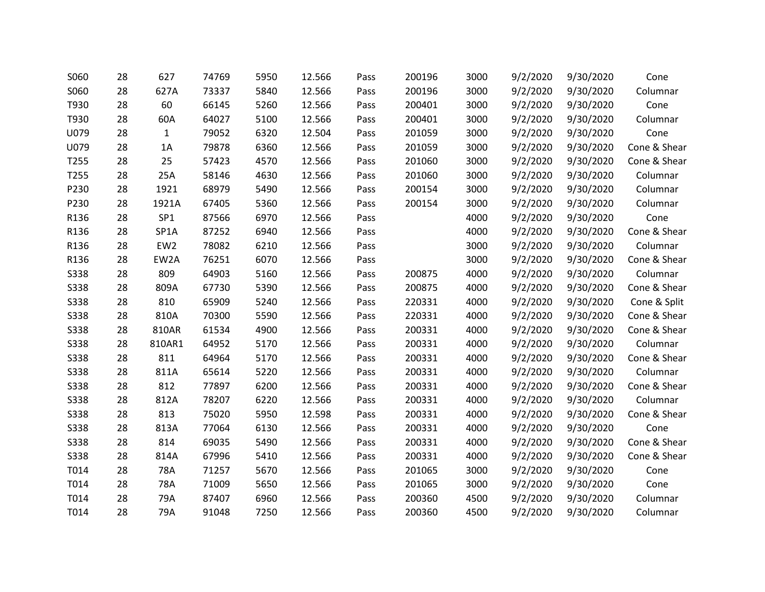| | | | | | | | | | | | |
|---|---|---|---|---|---|---|---|---|---|---|---|
| S060 | 28 | 627 | 74769 | 5950 | 12.566 | Pass | 200196 | 3000 | 9/2/2020 | 9/30/2020 | Cone |
| S060 | 28 | 627A | 73337 | 5840 | 12.566 | Pass | 200196 | 3000 | 9/2/2020 | 9/30/2020 | Columnar |
| T930 | 28 | 60 | 66145 | 5260 | 12.566 | Pass | 200401 | 3000 | 9/2/2020 | 9/30/2020 | Cone |
| T930 | 28 | 60A | 64027 | 5100 | 12.566 | Pass | 200401 | 3000 | 9/2/2020 | 9/30/2020 | Columnar |
| U079 | 28 | 1 | 79052 | 6320 | 12.504 | Pass | 201059 | 3000 | 9/2/2020 | 9/30/2020 | Cone |
| U079 | 28 | 1A | 79878 | 6360 | 12.566 | Pass | 201059 | 3000 | 9/2/2020 | 9/30/2020 | Cone & Shear |
| T255 | 28 | 25 | 57423 | 4570 | 12.566 | Pass | 201060 | 3000 | 9/2/2020 | 9/30/2020 | Cone & Shear |
| T255 | 28 | 25A | 58146 | 4630 | 12.566 | Pass | 201060 | 3000 | 9/2/2020 | 9/30/2020 | Columnar |
| P230 | 28 | 1921 | 68979 | 5490 | 12.566 | Pass | 200154 | 3000 | 9/2/2020 | 9/30/2020 | Columnar |
| P230 | 28 | 1921A | 67405 | 5360 | 12.566 | Pass | 200154 | 3000 | 9/2/2020 | 9/30/2020 | Columnar |
| R136 | 28 | SP1 | 87566 | 6970 | 12.566 | Pass | | 4000 | 9/2/2020 | 9/30/2020 | Cone |
| R136 | 28 | SP1A | 87252 | 6940 | 12.566 | Pass | | 4000 | 9/2/2020 | 9/30/2020 | Cone & Shear |
| R136 | 28 | EW2 | 78082 | 6210 | 12.566 | Pass | | 3000 | 9/2/2020 | 9/30/2020 | Columnar |
| R136 | 28 | EW2A | 76251 | 6070 | 12.566 | Pass | | 3000 | 9/2/2020 | 9/30/2020 | Cone & Shear |
| S338 | 28 | 809 | 64903 | 5160 | 12.566 | Pass | 200875 | 4000 | 9/2/2020 | 9/30/2020 | Columnar |
| S338 | 28 | 809A | 67730 | 5390 | 12.566 | Pass | 200875 | 4000 | 9/2/2020 | 9/30/2020 | Cone & Shear |
| S338 | 28 | 810 | 65909 | 5240 | 12.566 | Pass | 220331 | 4000 | 9/2/2020 | 9/30/2020 | Cone & Split |
| S338 | 28 | 810A | 70300 | 5590 | 12.566 | Pass | 220331 | 4000 | 9/2/2020 | 9/30/2020 | Cone & Shear |
| S338 | 28 | 810AR | 61534 | 4900 | 12.566 | Pass | 200331 | 4000 | 9/2/2020 | 9/30/2020 | Cone & Shear |
| S338 | 28 | 810AR1 | 64952 | 5170 | 12.566 | Pass | 200331 | 4000 | 9/2/2020 | 9/30/2020 | Columnar |
| S338 | 28 | 811 | 64964 | 5170 | 12.566 | Pass | 200331 | 4000 | 9/2/2020 | 9/30/2020 | Cone & Shear |
| S338 | 28 | 811A | 65614 | 5220 | 12.566 | Pass | 200331 | 4000 | 9/2/2020 | 9/30/2020 | Columnar |
| S338 | 28 | 812 | 77897 | 6200 | 12.566 | Pass | 200331 | 4000 | 9/2/2020 | 9/30/2020 | Cone & Shear |
| S338 | 28 | 812A | 78207 | 6220 | 12.566 | Pass | 200331 | 4000 | 9/2/2020 | 9/30/2020 | Columnar |
| S338 | 28 | 813 | 75020 | 5950 | 12.598 | Pass | 200331 | 4000 | 9/2/2020 | 9/30/2020 | Cone & Shear |
| S338 | 28 | 813A | 77064 | 6130 | 12.566 | Pass | 200331 | 4000 | 9/2/2020 | 9/30/2020 | Cone |
| S338 | 28 | 814 | 69035 | 5490 | 12.566 | Pass | 200331 | 4000 | 9/2/2020 | 9/30/2020 | Cone & Shear |
| S338 | 28 | 814A | 67996 | 5410 | 12.566 | Pass | 200331 | 4000 | 9/2/2020 | 9/30/2020 | Cone & Shear |
| T014 | 28 | 78A | 71257 | 5670 | 12.566 | Pass | 201065 | 3000 | 9/2/2020 | 9/30/2020 | Cone |
| T014 | 28 | 78A | 71009 | 5650 | 12.566 | Pass | 201065 | 3000 | 9/2/2020 | 9/30/2020 | Cone |
| T014 | 28 | 79A | 87407 | 6960 | 12.566 | Pass | 200360 | 4500 | 9/2/2020 | 9/30/2020 | Columnar |
| T014 | 28 | 79A | 91048 | 7250 | 12.566 | Pass | 200360 | 4500 | 9/2/2020 | 9/30/2020 | Columnar |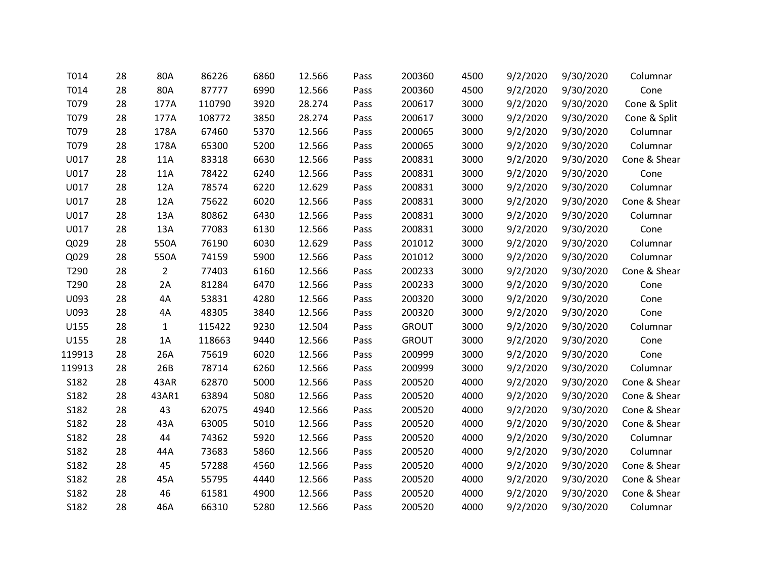| | | | | | | | | | | | |
|---|---|---|---|---|---|---|---|---|---|---|---|
| T014 | 28 | 80A | 86226 | 6860 | 12.566 | Pass | 200360 | 4500 | 9/2/2020 | 9/30/2020 | Columnar |
| T014 | 28 | 80A | 87777 | 6990 | 12.566 | Pass | 200360 | 4500 | 9/2/2020 | 9/30/2020 | Cone |
| T079 | 28 | 177A | 110790 | 3920 | 28.274 | Pass | 200617 | 3000 | 9/2/2020 | 9/30/2020 | Cone & Split |
| T079 | 28 | 177A | 108772 | 3850 | 28.274 | Pass | 200617 | 3000 | 9/2/2020 | 9/30/2020 | Cone & Split |
| T079 | 28 | 178A | 67460 | 5370 | 12.566 | Pass | 200065 | 3000 | 9/2/2020 | 9/30/2020 | Columnar |
| T079 | 28 | 178A | 65300 | 5200 | 12.566 | Pass | 200065 | 3000 | 9/2/2020 | 9/30/2020 | Columnar |
| U017 | 28 | 11A | 83318 | 6630 | 12.566 | Pass | 200831 | 3000 | 9/2/2020 | 9/30/2020 | Cone & Shear |
| U017 | 28 | 11A | 78422 | 6240 | 12.566 | Pass | 200831 | 3000 | 9/2/2020 | 9/30/2020 | Cone |
| U017 | 28 | 12A | 78574 | 6220 | 12.629 | Pass | 200831 | 3000 | 9/2/2020 | 9/30/2020 | Columnar |
| U017 | 28 | 12A | 75622 | 6020 | 12.566 | Pass | 200831 | 3000 | 9/2/2020 | 9/30/2020 | Cone & Shear |
| U017 | 28 | 13A | 80862 | 6430 | 12.566 | Pass | 200831 | 3000 | 9/2/2020 | 9/30/2020 | Columnar |
| U017 | 28 | 13A | 77083 | 6130 | 12.566 | Pass | 200831 | 3000 | 9/2/2020 | 9/30/2020 | Cone |
| Q029 | 28 | 550A | 76190 | 6030 | 12.629 | Pass | 201012 | 3000 | 9/2/2020 | 9/30/2020 | Columnar |
| Q029 | 28 | 550A | 74159 | 5900 | 12.566 | Pass | 201012 | 3000 | 9/2/2020 | 9/30/2020 | Columnar |
| T290 | 28 | 2 | 77403 | 6160 | 12.566 | Pass | 200233 | 3000 | 9/2/2020 | 9/30/2020 | Cone & Shear |
| T290 | 28 | 2A | 81284 | 6470 | 12.566 | Pass | 200233 | 3000 | 9/2/2020 | 9/30/2020 | Cone |
| U093 | 28 | 4A | 53831 | 4280 | 12.566 | Pass | 200320 | 3000 | 9/2/2020 | 9/30/2020 | Cone |
| U093 | 28 | 4A | 48305 | 3840 | 12.566 | Pass | 200320 | 3000 | 9/2/2020 | 9/30/2020 | Cone |
| U155 | 28 | 1 | 115422 | 9230 | 12.504 | Pass | GROUT | 3000 | 9/2/2020 | 9/30/2020 | Columnar |
| U155 | 28 | 1A | 118663 | 9440 | 12.566 | Pass | GROUT | 3000 | 9/2/2020 | 9/30/2020 | Cone |
| 119913 | 28 | 26A | 75619 | 6020 | 12.566 | Pass | 200999 | 3000 | 9/2/2020 | 9/30/2020 | Cone |
| 119913 | 28 | 26B | 78714 | 6260 | 12.566 | Pass | 200999 | 3000 | 9/2/2020 | 9/30/2020 | Columnar |
| S182 | 28 | 43AR | 62870 | 5000 | 12.566 | Pass | 200520 | 4000 | 9/2/2020 | 9/30/2020 | Cone & Shear |
| S182 | 28 | 43AR1 | 63894 | 5080 | 12.566 | Pass | 200520 | 4000 | 9/2/2020 | 9/30/2020 | Cone & Shear |
| S182 | 28 | 43 | 62075 | 4940 | 12.566 | Pass | 200520 | 4000 | 9/2/2020 | 9/30/2020 | Cone & Shear |
| S182 | 28 | 43A | 63005 | 5010 | 12.566 | Pass | 200520 | 4000 | 9/2/2020 | 9/30/2020 | Cone & Shear |
| S182 | 28 | 44 | 74362 | 5920 | 12.566 | Pass | 200520 | 4000 | 9/2/2020 | 9/30/2020 | Columnar |
| S182 | 28 | 44A | 73683 | 5860 | 12.566 | Pass | 200520 | 4000 | 9/2/2020 | 9/30/2020 | Columnar |
| S182 | 28 | 45 | 57288 | 4560 | 12.566 | Pass | 200520 | 4000 | 9/2/2020 | 9/30/2020 | Cone & Shear |
| S182 | 28 | 45A | 55795 | 4440 | 12.566 | Pass | 200520 | 4000 | 9/2/2020 | 9/30/2020 | Cone & Shear |
| S182 | 28 | 46 | 61581 | 4900 | 12.566 | Pass | 200520 | 4000 | 9/2/2020 | 9/30/2020 | Cone & Shear |
| S182 | 28 | 46A | 66310 | 5280 | 12.566 | Pass | 200520 | 4000 | 9/2/2020 | 9/30/2020 | Columnar |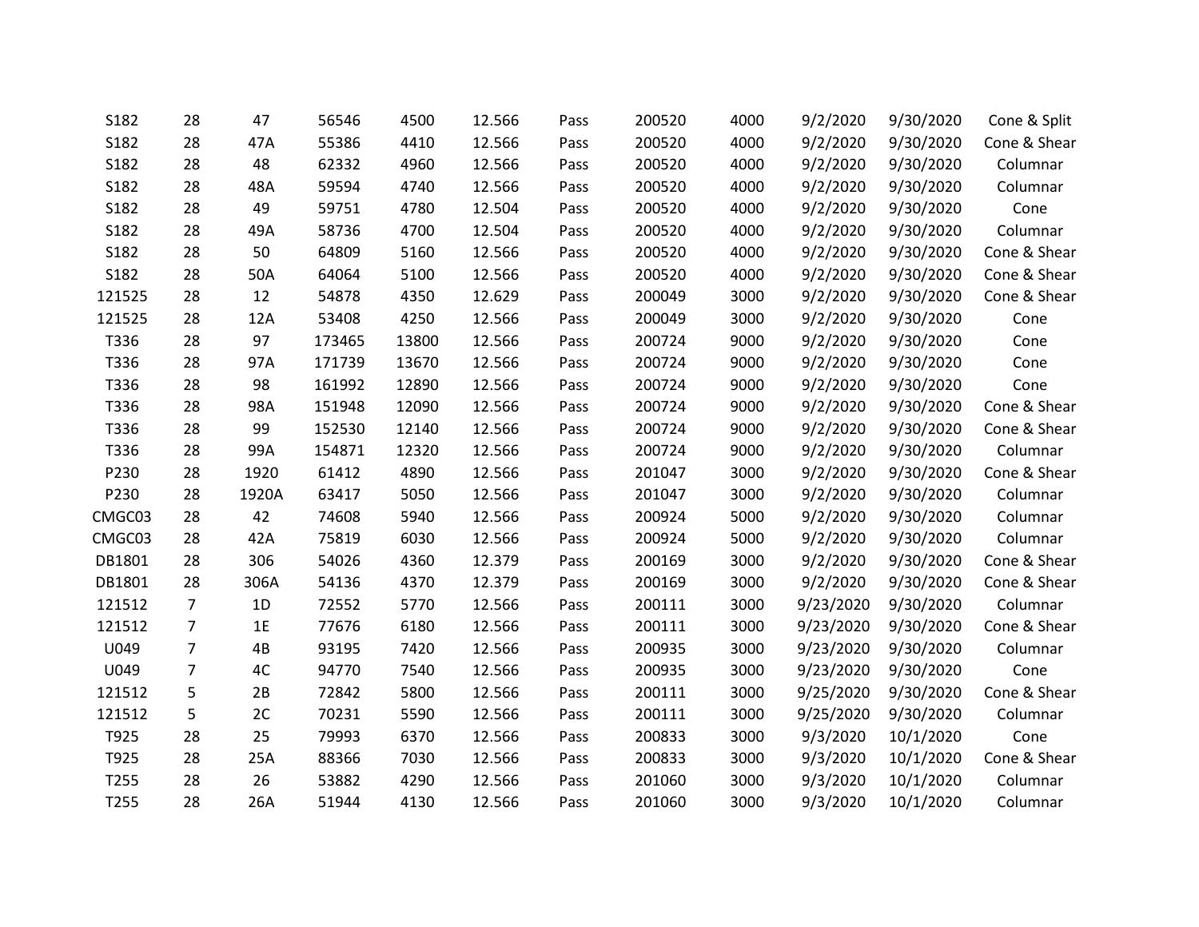| | | | | | | | | | | | |
|---|---|---|---|---|---|---|---|---|---|---|---|
| S182 | 28 | 47 | 56546 | 4500 | 12.566 | Pass | 200520 | 4000 | 9/2/2020 | 9/30/2020 | Cone & Split |
| S182 | 28 | 47A | 55386 | 4410 | 12.566 | Pass | 200520 | 4000 | 9/2/2020 | 9/30/2020 | Cone & Shear |
| S182 | 28 | 48 | 62332 | 4960 | 12.566 | Pass | 200520 | 4000 | 9/2/2020 | 9/30/2020 | Columnar |
| S182 | 28 | 48A | 59594 | 4740 | 12.566 | Pass | 200520 | 4000 | 9/2/2020 | 9/30/2020 | Columnar |
| S182 | 28 | 49 | 59751 | 4780 | 12.504 | Pass | 200520 | 4000 | 9/2/2020 | 9/30/2020 | Cone |
| S182 | 28 | 49A | 58736 | 4700 | 12.504 | Pass | 200520 | 4000 | 9/2/2020 | 9/30/2020 | Columnar |
| S182 | 28 | 50 | 64809 | 5160 | 12.566 | Pass | 200520 | 4000 | 9/2/2020 | 9/30/2020 | Cone & Shear |
| S182 | 28 | 50A | 64064 | 5100 | 12.566 | Pass | 200520 | 4000 | 9/2/2020 | 9/30/2020 | Cone & Shear |
| 121525 | 28 | 12 | 54878 | 4350 | 12.629 | Pass | 200049 | 3000 | 9/2/2020 | 9/30/2020 | Cone & Shear |
| 121525 | 28 | 12A | 53408 | 4250 | 12.566 | Pass | 200049 | 3000 | 9/2/2020 | 9/30/2020 | Cone |
| T336 | 28 | 97 | 173465 | 13800 | 12.566 | Pass | 200724 | 9000 | 9/2/2020 | 9/30/2020 | Cone |
| T336 | 28 | 97A | 171739 | 13670 | 12.566 | Pass | 200724 | 9000 | 9/2/2020 | 9/30/2020 | Cone |
| T336 | 28 | 98 | 161992 | 12890 | 12.566 | Pass | 200724 | 9000 | 9/2/2020 | 9/30/2020 | Cone |
| T336 | 28 | 98A | 151948 | 12090 | 12.566 | Pass | 200724 | 9000 | 9/2/2020 | 9/30/2020 | Cone & Shear |
| T336 | 28 | 99 | 152530 | 12140 | 12.566 | Pass | 200724 | 9000 | 9/2/2020 | 9/30/2020 | Cone & Shear |
| T336 | 28 | 99A | 154871 | 12320 | 12.566 | Pass | 200724 | 9000 | 9/2/2020 | 9/30/2020 | Columnar |
| P230 | 28 | 1920 | 61412 | 4890 | 12.566 | Pass | 201047 | 3000 | 9/2/2020 | 9/30/2020 | Cone & Shear |
| P230 | 28 | 1920A | 63417 | 5050 | 12.566 | Pass | 201047 | 3000 | 9/2/2020 | 9/30/2020 | Columnar |
| CMGC03 | 28 | 42 | 74608 | 5940 | 12.566 | Pass | 200924 | 5000 | 9/2/2020 | 9/30/2020 | Columnar |
| CMGC03 | 28 | 42A | 75819 | 6030 | 12.566 | Pass | 200924 | 5000 | 9/2/2020 | 9/30/2020 | Columnar |
| DB1801 | 28 | 306 | 54026 | 4360 | 12.379 | Pass | 200169 | 3000 | 9/2/2020 | 9/30/2020 | Cone & Shear |
| DB1801 | 28 | 306A | 54136 | 4370 | 12.379 | Pass | 200169 | 3000 | 9/2/2020 | 9/30/2020 | Cone & Shear |
| 121512 | 7 | 1D | 72552 | 5770 | 12.566 | Pass | 200111 | 3000 | 9/23/2020 | 9/30/2020 | Columnar |
| 121512 | 7 | 1E | 77676 | 6180 | 12.566 | Pass | 200111 | 3000 | 9/23/2020 | 9/30/2020 | Cone & Shear |
| U049 | 7 | 4B | 93195 | 7420 | 12.566 | Pass | 200935 | 3000 | 9/23/2020 | 9/30/2020 | Columnar |
| U049 | 7 | 4C | 94770 | 7540 | 12.566 | Pass | 200935 | 3000 | 9/23/2020 | 9/30/2020 | Cone |
| 121512 | 5 | 2B | 72842 | 5800 | 12.566 | Pass | 200111 | 3000 | 9/25/2020 | 9/30/2020 | Cone & Shear |
| 121512 | 5 | 2C | 70231 | 5590 | 12.566 | Pass | 200111 | 3000 | 9/25/2020 | 9/30/2020 | Columnar |
| T925 | 28 | 25 | 79993 | 6370 | 12.566 | Pass | 200833 | 3000 | 9/3/2020 | 10/1/2020 | Cone |
| T925 | 28 | 25A | 88366 | 7030 | 12.566 | Pass | 200833 | 3000 | 9/3/2020 | 10/1/2020 | Cone & Shear |
| T255 | 28 | 26 | 53882 | 4290 | 12.566 | Pass | 201060 | 3000 | 9/3/2020 | 10/1/2020 | Columnar |
| T255 | 28 | 26A | 51944 | 4130 | 12.566 | Pass | 201060 | 3000 | 9/3/2020 | 10/1/2020 | Columnar |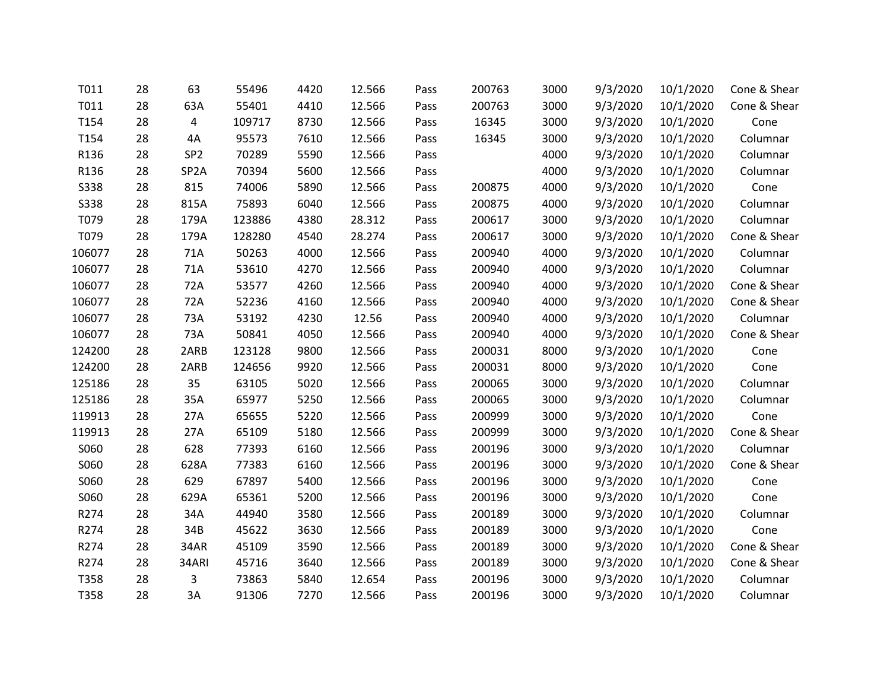| | | | | | | | | | | | |
|---|---|---|---|---|---|---|---|---|---|---|---|
| T011 | 28 | 63 | 55496 | 4420 | 12.566 | Pass | 200763 | 3000 | 9/3/2020 | 10/1/2020 | Cone & Shear |
| T011 | 28 | 63A | 55401 | 4410 | 12.566 | Pass | 200763 | 3000 | 9/3/2020 | 10/1/2020 | Cone & Shear |
| T154 | 28 | 4 | 109717 | 8730 | 12.566 | Pass | 16345 | 3000 | 9/3/2020 | 10/1/2020 | Cone |
| T154 | 28 | 4A | 95573 | 7610 | 12.566 | Pass | 16345 | 3000 | 9/3/2020 | 10/1/2020 | Columnar |
| R136 | 28 | SP2 | 70289 | 5590 | 12.566 | Pass | | 4000 | 9/3/2020 | 10/1/2020 | Columnar |
| R136 | 28 | SP2A | 70394 | 5600 | 12.566 | Pass | | 4000 | 9/3/2020 | 10/1/2020 | Columnar |
| S338 | 28 | 815 | 74006 | 5890 | 12.566 | Pass | 200875 | 4000 | 9/3/2020 | 10/1/2020 | Cone |
| S338 | 28 | 815A | 75893 | 6040 | 12.566 | Pass | 200875 | 4000 | 9/3/2020 | 10/1/2020 | Columnar |
| T079 | 28 | 179A | 123886 | 4380 | 28.312 | Pass | 200617 | 3000 | 9/3/2020 | 10/1/2020 | Columnar |
| T079 | 28 | 179A | 128280 | 4540 | 28.274 | Pass | 200617 | 3000 | 9/3/2020 | 10/1/2020 | Cone & Shear |
| 106077 | 28 | 71A | 50263 | 4000 | 12.566 | Pass | 200940 | 4000 | 9/3/2020 | 10/1/2020 | Columnar |
| 106077 | 28 | 71A | 53610 | 4270 | 12.566 | Pass | 200940 | 4000 | 9/3/2020 | 10/1/2020 | Columnar |
| 106077 | 28 | 72A | 53577 | 4260 | 12.566 | Pass | 200940 | 4000 | 9/3/2020 | 10/1/2020 | Cone & Shear |
| 106077 | 28 | 72A | 52236 | 4160 | 12.566 | Pass | 200940 | 4000 | 9/3/2020 | 10/1/2020 | Cone & Shear |
| 106077 | 28 | 73A | 53192 | 4230 | 12.56 | Pass | 200940 | 4000 | 9/3/2020 | 10/1/2020 | Columnar |
| 106077 | 28 | 73A | 50841 | 4050 | 12.566 | Pass | 200940 | 4000 | 9/3/2020 | 10/1/2020 | Cone & Shear |
| 124200 | 28 | 2ARB | 123128 | 9800 | 12.566 | Pass | 200031 | 8000 | 9/3/2020 | 10/1/2020 | Cone |
| 124200 | 28 | 2ARB | 124656 | 9920 | 12.566 | Pass | 200031 | 8000 | 9/3/2020 | 10/1/2020 | Cone |
| 125186 | 28 | 35 | 63105 | 5020 | 12.566 | Pass | 200065 | 3000 | 9/3/2020 | 10/1/2020 | Columnar |
| 125186 | 28 | 35A | 65977 | 5250 | 12.566 | Pass | 200065 | 3000 | 9/3/2020 | 10/1/2020 | Columnar |
| 119913 | 28 | 27A | 65655 | 5220 | 12.566 | Pass | 200999 | 3000 | 9/3/2020 | 10/1/2020 | Cone |
| 119913 | 28 | 27A | 65109 | 5180 | 12.566 | Pass | 200999 | 3000 | 9/3/2020 | 10/1/2020 | Cone & Shear |
| S060 | 28 | 628 | 77393 | 6160 | 12.566 | Pass | 200196 | 3000 | 9/3/2020 | 10/1/2020 | Columnar |
| S060 | 28 | 628A | 77383 | 6160 | 12.566 | Pass | 200196 | 3000 | 9/3/2020 | 10/1/2020 | Cone & Shear |
| S060 | 28 | 629 | 67897 | 5400 | 12.566 | Pass | 200196 | 3000 | 9/3/2020 | 10/1/2020 | Cone |
| S060 | 28 | 629A | 65361 | 5200 | 12.566 | Pass | 200196 | 3000 | 9/3/2020 | 10/1/2020 | Cone |
| R274 | 28 | 34A | 44940 | 3580 | 12.566 | Pass | 200189 | 3000 | 9/3/2020 | 10/1/2020 | Columnar |
| R274 | 28 | 34B | 45622 | 3630 | 12.566 | Pass | 200189 | 3000 | 9/3/2020 | 10/1/2020 | Cone |
| R274 | 28 | 34AR | 45109 | 3590 | 12.566 | Pass | 200189 | 3000 | 9/3/2020 | 10/1/2020 | Cone & Shear |
| R274 | 28 | 34ARI | 45716 | 3640 | 12.566 | Pass | 200189 | 3000 | 9/3/2020 | 10/1/2020 | Cone & Shear |
| T358 | 28 | 3 | 73863 | 5840 | 12.654 | Pass | 200196 | 3000 | 9/3/2020 | 10/1/2020 | Columnar |
| T358 | 28 | 3A | 91306 | 7270 | 12.566 | Pass | 200196 | 3000 | 9/3/2020 | 10/1/2020 | Columnar |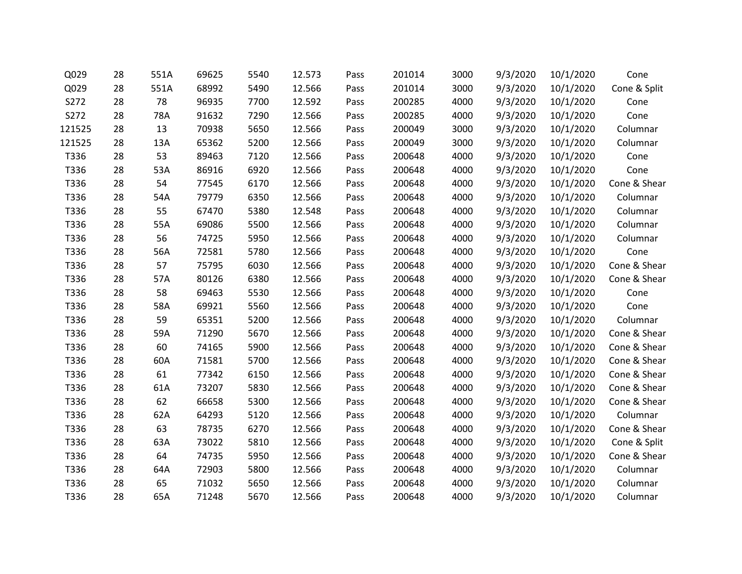| | | | | | | | | | | | |
|---|---|---|---|---|---|---|---|---|---|---|---|
| Q029 | 28 | 551A | 69625 | 5540 | 12.573 | Pass | 201014 | 3000 | 9/3/2020 | 10/1/2020 | Cone |
| Q029 | 28 | 551A | 68992 | 5490 | 12.566 | Pass | 201014 | 3000 | 9/3/2020 | 10/1/2020 | Cone & Split |
| S272 | 28 | 78 | 96935 | 7700 | 12.592 | Pass | 200285 | 4000 | 9/3/2020 | 10/1/2020 | Cone |
| S272 | 28 | 78A | 91632 | 7290 | 12.566 | Pass | 200285 | 4000 | 9/3/2020 | 10/1/2020 | Cone |
| 121525 | 28 | 13 | 70938 | 5650 | 12.566 | Pass | 200049 | 3000 | 9/3/2020 | 10/1/2020 | Columnar |
| 121525 | 28 | 13A | 65362 | 5200 | 12.566 | Pass | 200049 | 3000 | 9/3/2020 | 10/1/2020 | Columnar |
| T336 | 28 | 53 | 89463 | 7120 | 12.566 | Pass | 200648 | 4000 | 9/3/2020 | 10/1/2020 | Cone |
| T336 | 28 | 53A | 86916 | 6920 | 12.566 | Pass | 200648 | 4000 | 9/3/2020 | 10/1/2020 | Cone |
| T336 | 28 | 54 | 77545 | 6170 | 12.566 | Pass | 200648 | 4000 | 9/3/2020 | 10/1/2020 | Cone & Shear |
| T336 | 28 | 54A | 79779 | 6350 | 12.566 | Pass | 200648 | 4000 | 9/3/2020 | 10/1/2020 | Columnar |
| T336 | 28 | 55 | 67470 | 5380 | 12.548 | Pass | 200648 | 4000 | 9/3/2020 | 10/1/2020 | Columnar |
| T336 | 28 | 55A | 69086 | 5500 | 12.566 | Pass | 200648 | 4000 | 9/3/2020 | 10/1/2020 | Columnar |
| T336 | 28 | 56 | 74725 | 5950 | 12.566 | Pass | 200648 | 4000 | 9/3/2020 | 10/1/2020 | Columnar |
| T336 | 28 | 56A | 72581 | 5780 | 12.566 | Pass | 200648 | 4000 | 9/3/2020 | 10/1/2020 | Cone |
| T336 | 28 | 57 | 75795 | 6030 | 12.566 | Pass | 200648 | 4000 | 9/3/2020 | 10/1/2020 | Cone & Shear |
| T336 | 28 | 57A | 80126 | 6380 | 12.566 | Pass | 200648 | 4000 | 9/3/2020 | 10/1/2020 | Cone & Shear |
| T336 | 28 | 58 | 69463 | 5530 | 12.566 | Pass | 200648 | 4000 | 9/3/2020 | 10/1/2020 | Cone |
| T336 | 28 | 58A | 69921 | 5560 | 12.566 | Pass | 200648 | 4000 | 9/3/2020 | 10/1/2020 | Cone |
| T336 | 28 | 59 | 65351 | 5200 | 12.566 | Pass | 200648 | 4000 | 9/3/2020 | 10/1/2020 | Columnar |
| T336 | 28 | 59A | 71290 | 5670 | 12.566 | Pass | 200648 | 4000 | 9/3/2020 | 10/1/2020 | Cone & Shear |
| T336 | 28 | 60 | 74165 | 5900 | 12.566 | Pass | 200648 | 4000 | 9/3/2020 | 10/1/2020 | Cone & Shear |
| T336 | 28 | 60A | 71581 | 5700 | 12.566 | Pass | 200648 | 4000 | 9/3/2020 | 10/1/2020 | Cone & Shear |
| T336 | 28 | 61 | 77342 | 6150 | 12.566 | Pass | 200648 | 4000 | 9/3/2020 | 10/1/2020 | Cone & Shear |
| T336 | 28 | 61A | 73207 | 5830 | 12.566 | Pass | 200648 | 4000 | 9/3/2020 | 10/1/2020 | Cone & Shear |
| T336 | 28 | 62 | 66658 | 5300 | 12.566 | Pass | 200648 | 4000 | 9/3/2020 | 10/1/2020 | Cone & Shear |
| T336 | 28 | 62A | 64293 | 5120 | 12.566 | Pass | 200648 | 4000 | 9/3/2020 | 10/1/2020 | Columnar |
| T336 | 28 | 63 | 78735 | 6270 | 12.566 | Pass | 200648 | 4000 | 9/3/2020 | 10/1/2020 | Cone & Shear |
| T336 | 28 | 63A | 73022 | 5810 | 12.566 | Pass | 200648 | 4000 | 9/3/2020 | 10/1/2020 | Cone & Split |
| T336 | 28 | 64 | 74735 | 5950 | 12.566 | Pass | 200648 | 4000 | 9/3/2020 | 10/1/2020 | Cone & Shear |
| T336 | 28 | 64A | 72903 | 5800 | 12.566 | Pass | 200648 | 4000 | 9/3/2020 | 10/1/2020 | Columnar |
| T336 | 28 | 65 | 71032 | 5650 | 12.566 | Pass | 200648 | 4000 | 9/3/2020 | 10/1/2020 | Columnar |
| T336 | 28 | 65A | 71248 | 5670 | 12.566 | Pass | 200648 | 4000 | 9/3/2020 | 10/1/2020 | Columnar |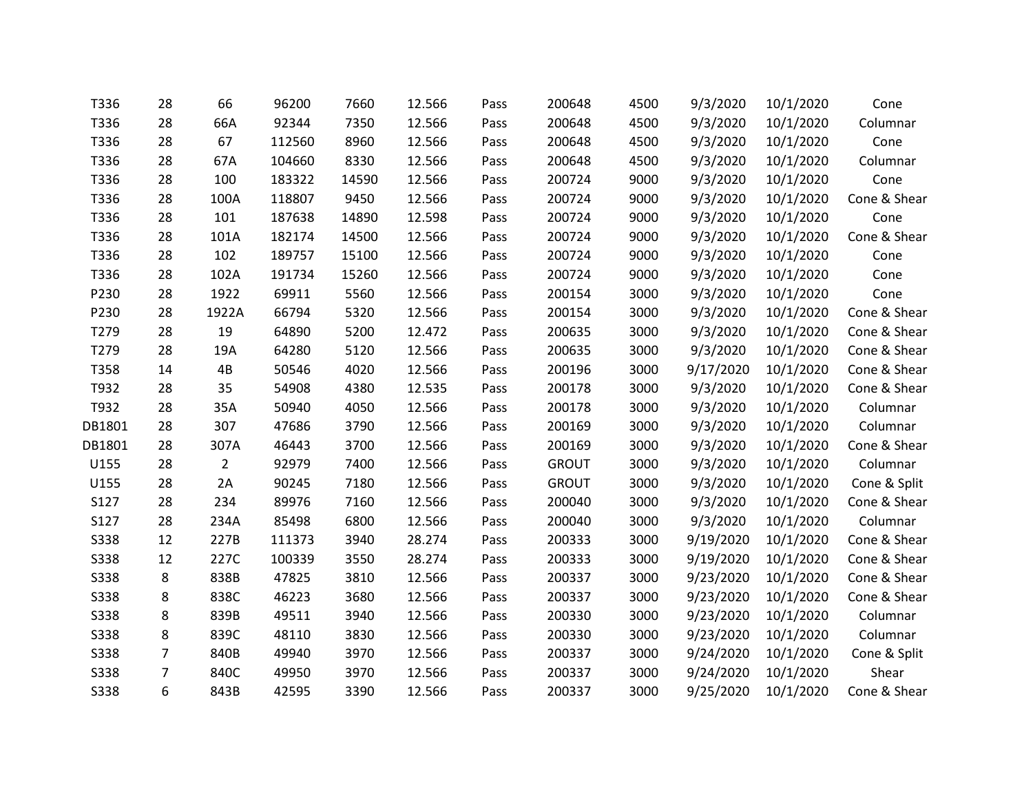| | | | | | | | | | | | |
|---|---|---|---|---|---|---|---|---|---|---|---|
| T336 | 28 | 66 | 96200 | 7660 | 12.566 | Pass | 200648 | 4500 | 9/3/2020 | 10/1/2020 | Cone |
| T336 | 28 | 66A | 92344 | 7350 | 12.566 | Pass | 200648 | 4500 | 9/3/2020 | 10/1/2020 | Columnar |
| T336 | 28 | 67 | 112560 | 8960 | 12.566 | Pass | 200648 | 4500 | 9/3/2020 | 10/1/2020 | Cone |
| T336 | 28 | 67A | 104660 | 8330 | 12.566 | Pass | 200648 | 4500 | 9/3/2020 | 10/1/2020 | Columnar |
| T336 | 28 | 100 | 183322 | 14590 | 12.566 | Pass | 200724 | 9000 | 9/3/2020 | 10/1/2020 | Cone |
| T336 | 28 | 100A | 118807 | 9450 | 12.566 | Pass | 200724 | 9000 | 9/3/2020 | 10/1/2020 | Cone & Shear |
| T336 | 28 | 101 | 187638 | 14890 | 12.598 | Pass | 200724 | 9000 | 9/3/2020 | 10/1/2020 | Cone |
| T336 | 28 | 101A | 182174 | 14500 | 12.566 | Pass | 200724 | 9000 | 9/3/2020 | 10/1/2020 | Cone & Shear |
| T336 | 28 | 102 | 189757 | 15100 | 12.566 | Pass | 200724 | 9000 | 9/3/2020 | 10/1/2020 | Cone |
| T336 | 28 | 102A | 191734 | 15260 | 12.566 | Pass | 200724 | 9000 | 9/3/2020 | 10/1/2020 | Cone |
| P230 | 28 | 1922 | 69911 | 5560 | 12.566 | Pass | 200154 | 3000 | 9/3/2020 | 10/1/2020 | Cone |
| P230 | 28 | 1922A | 66794 | 5320 | 12.566 | Pass | 200154 | 3000 | 9/3/2020 | 10/1/2020 | Cone & Shear |
| T279 | 28 | 19 | 64890 | 5200 | 12.472 | Pass | 200635 | 3000 | 9/3/2020 | 10/1/2020 | Cone & Shear |
| T279 | 28 | 19A | 64280 | 5120 | 12.566 | Pass | 200635 | 3000 | 9/3/2020 | 10/1/2020 | Cone & Shear |
| T358 | 14 | 4B | 50546 | 4020 | 12.566 | Pass | 200196 | 3000 | 9/17/2020 | 10/1/2020 | Cone & Shear |
| T932 | 28 | 35 | 54908 | 4380 | 12.535 | Pass | 200178 | 3000 | 9/3/2020 | 10/1/2020 | Cone & Shear |
| T932 | 28 | 35A | 50940 | 4050 | 12.566 | Pass | 200178 | 3000 | 9/3/2020 | 10/1/2020 | Columnar |
| DB1801 | 28 | 307 | 47686 | 3790 | 12.566 | Pass | 200169 | 3000 | 9/3/2020 | 10/1/2020 | Columnar |
| DB1801 | 28 | 307A | 46443 | 3700 | 12.566 | Pass | 200169 | 3000 | 9/3/2020 | 10/1/2020 | Cone & Shear |
| U155 | 28 | 2 | 92979 | 7400 | 12.566 | Pass | GROUT | 3000 | 9/3/2020 | 10/1/2020 | Columnar |
| U155 | 28 | 2A | 90245 | 7180 | 12.566 | Pass | GROUT | 3000 | 9/3/2020 | 10/1/2020 | Cone & Split |
| S127 | 28 | 234 | 89976 | 7160 | 12.566 | Pass | 200040 | 3000 | 9/3/2020 | 10/1/2020 | Cone & Shear |
| S127 | 28 | 234A | 85498 | 6800 | 12.566 | Pass | 200040 | 3000 | 9/3/2020 | 10/1/2020 | Columnar |
| S338 | 12 | 227B | 111373 | 3940 | 28.274 | Pass | 200333 | 3000 | 9/19/2020 | 10/1/2020 | Cone & Shear |
| S338 | 12 | 227C | 100339 | 3550 | 28.274 | Pass | 200333 | 3000 | 9/19/2020 | 10/1/2020 | Cone & Shear |
| S338 | 8 | 838B | 47825 | 3810 | 12.566 | Pass | 200337 | 3000 | 9/23/2020 | 10/1/2020 | Cone & Shear |
| S338 | 8 | 838C | 46223 | 3680 | 12.566 | Pass | 200337 | 3000 | 9/23/2020 | 10/1/2020 | Cone & Shear |
| S338 | 8 | 839B | 49511 | 3940 | 12.566 | Pass | 200330 | 3000 | 9/23/2020 | 10/1/2020 | Columnar |
| S338 | 8 | 839C | 48110 | 3830 | 12.566 | Pass | 200330 | 3000 | 9/23/2020 | 10/1/2020 | Columnar |
| S338 | 7 | 840B | 49940 | 3970 | 12.566 | Pass | 200337 | 3000 | 9/24/2020 | 10/1/2020 | Cone & Split |
| S338 | 7 | 840C | 49950 | 3970 | 12.566 | Pass | 200337 | 3000 | 9/24/2020 | 10/1/2020 | Shear |
| S338 | 6 | 843B | 42595 | 3390 | 12.566 | Pass | 200337 | 3000 | 9/25/2020 | 10/1/2020 | Cone & Shear |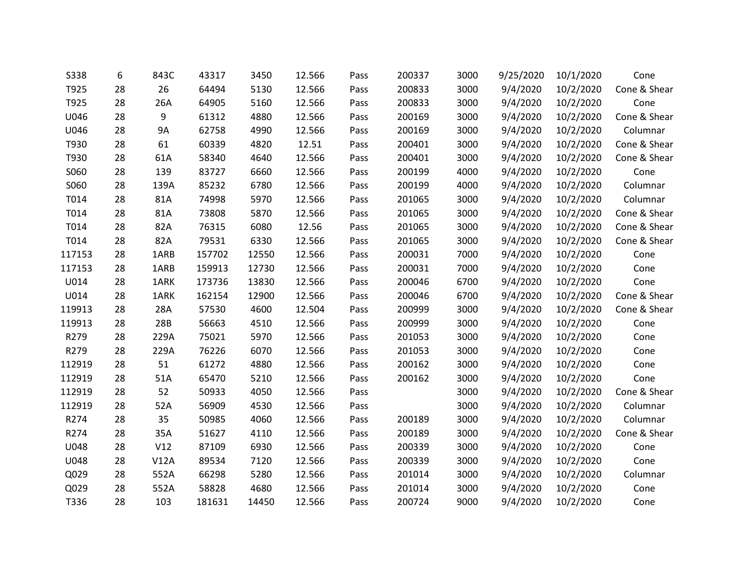| | | | | | | | | | | | |
|---|---|---|---|---|---|---|---|---|---|---|---|
| S338 | 6 | 843C | 43317 | 3450 | 12.566 | Pass | 200337 | 3000 | 9/25/2020 | 10/1/2020 | Cone |
| T925 | 28 | 26 | 64494 | 5130 | 12.566 | Pass | 200833 | 3000 | 9/4/2020 | 10/2/2020 | Cone & Shear |
| T925 | 28 | 26A | 64905 | 5160 | 12.566 | Pass | 200833 | 3000 | 9/4/2020 | 10/2/2020 | Cone |
| U046 | 28 | 9 | 61312 | 4880 | 12.566 | Pass | 200169 | 3000 | 9/4/2020 | 10/2/2020 | Cone & Shear |
| U046 | 28 | 9A | 62758 | 4990 | 12.566 | Pass | 200169 | 3000 | 9/4/2020 | 10/2/2020 | Columnar |
| T930 | 28 | 61 | 60339 | 4820 | 12.51 | Pass | 200401 | 3000 | 9/4/2020 | 10/2/2020 | Cone & Shear |
| T930 | 28 | 61A | 58340 | 4640 | 12.566 | Pass | 200401 | 3000 | 9/4/2020 | 10/2/2020 | Cone & Shear |
| S060 | 28 | 139 | 83727 | 6660 | 12.566 | Pass | 200199 | 4000 | 9/4/2020 | 10/2/2020 | Cone |
| S060 | 28 | 139A | 85232 | 6780 | 12.566 | Pass | 200199 | 4000 | 9/4/2020 | 10/2/2020 | Columnar |
| T014 | 28 | 81A | 74998 | 5970 | 12.566 | Pass | 201065 | 3000 | 9/4/2020 | 10/2/2020 | Columnar |
| T014 | 28 | 81A | 73808 | 5870 | 12.566 | Pass | 201065 | 3000 | 9/4/2020 | 10/2/2020 | Cone & Shear |
| T014 | 28 | 82A | 76315 | 6080 | 12.56 | Pass | 201065 | 3000 | 9/4/2020 | 10/2/2020 | Cone & Shear |
| T014 | 28 | 82A | 79531 | 6330 | 12.566 | Pass | 201065 | 3000 | 9/4/2020 | 10/2/2020 | Cone & Shear |
| 117153 | 28 | 1ARB | 157702 | 12550 | 12.566 | Pass | 200031 | 7000 | 9/4/2020 | 10/2/2020 | Cone |
| 117153 | 28 | 1ARB | 159913 | 12730 | 12.566 | Pass | 200031 | 7000 | 9/4/2020 | 10/2/2020 | Cone |
| U014 | 28 | 1ARK | 173736 | 13830 | 12.566 | Pass | 200046 | 6700 | 9/4/2020 | 10/2/2020 | Cone |
| U014 | 28 | 1ARK | 162154 | 12900 | 12.566 | Pass | 200046 | 6700 | 9/4/2020 | 10/2/2020 | Cone & Shear |
| 119913 | 28 | 28A | 57530 | 4600 | 12.504 | Pass | 200999 | 3000 | 9/4/2020 | 10/2/2020 | Cone & Shear |
| 119913 | 28 | 28B | 56663 | 4510 | 12.566 | Pass | 200999 | 3000 | 9/4/2020 | 10/2/2020 | Cone |
| R279 | 28 | 229A | 75021 | 5970 | 12.566 | Pass | 201053 | 3000 | 9/4/2020 | 10/2/2020 | Cone |
| R279 | 28 | 229A | 76226 | 6070 | 12.566 | Pass | 201053 | 3000 | 9/4/2020 | 10/2/2020 | Cone |
| 112919 | 28 | 51 | 61272 | 4880 | 12.566 | Pass | 200162 | 3000 | 9/4/2020 | 10/2/2020 | Cone |
| 112919 | 28 | 51A | 65470 | 5210 | 12.566 | Pass | 200162 | 3000 | 9/4/2020 | 10/2/2020 | Cone |
| 112919 | 28 | 52 | 50933 | 4050 | 12.566 | Pass | | 3000 | 9/4/2020 | 10/2/2020 | Cone & Shear |
| 112919 | 28 | 52A | 56909 | 4530 | 12.566 | Pass | | 3000 | 9/4/2020 | 10/2/2020 | Columnar |
| R274 | 28 | 35 | 50985 | 4060 | 12.566 | Pass | 200189 | 3000 | 9/4/2020 | 10/2/2020 | Columnar |
| R274 | 28 | 35A | 51627 | 4110 | 12.566 | Pass | 200189 | 3000 | 9/4/2020 | 10/2/2020 | Cone & Shear |
| U048 | 28 | V12 | 87109 | 6930 | 12.566 | Pass | 200339 | 3000 | 9/4/2020 | 10/2/2020 | Cone |
| U048 | 28 | V12A | 89534 | 7120 | 12.566 | Pass | 200339 | 3000 | 9/4/2020 | 10/2/2020 | Cone |
| Q029 | 28 | 552A | 66298 | 5280 | 12.566 | Pass | 201014 | 3000 | 9/4/2020 | 10/2/2020 | Columnar |
| Q029 | 28 | 552A | 58828 | 4680 | 12.566 | Pass | 201014 | 3000 | 9/4/2020 | 10/2/2020 | Cone |
| T336 | 28 | 103 | 181631 | 14450 | 12.566 | Pass | 200724 | 9000 | 9/4/2020 | 10/2/2020 | Cone |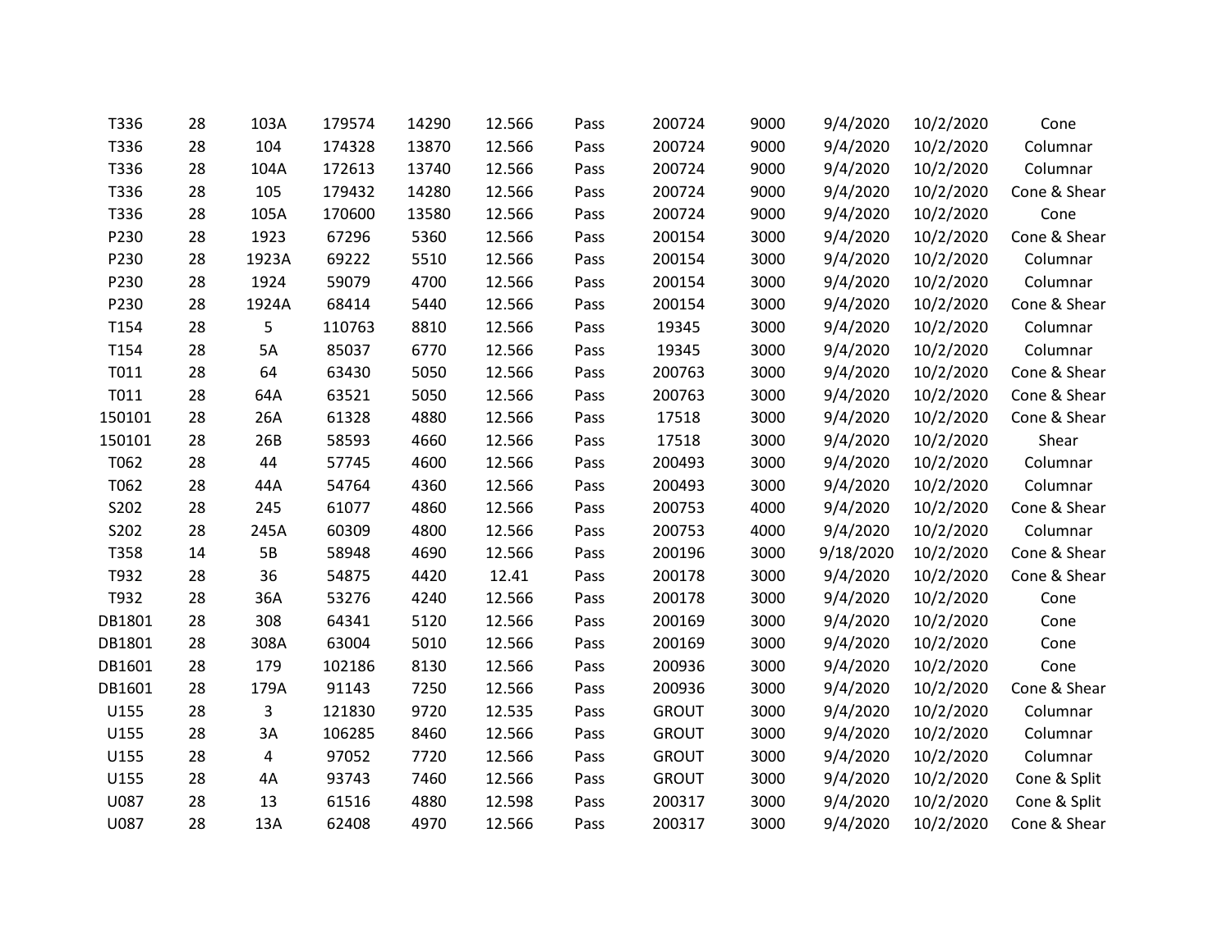| | | | | | | | | | | | |
|---|---|---|---|---|---|---|---|---|---|---|---|
| T336 | 28 | 103A | 179574 | 14290 | 12.566 | Pass | 200724 | 9000 | 9/4/2020 | 10/2/2020 | Cone |
| T336 | 28 | 104 | 174328 | 13870 | 12.566 | Pass | 200724 | 9000 | 9/4/2020 | 10/2/2020 | Columnar |
| T336 | 28 | 104A | 172613 | 13740 | 12.566 | Pass | 200724 | 9000 | 9/4/2020 | 10/2/2020 | Columnar |
| T336 | 28 | 105 | 179432 | 14280 | 12.566 | Pass | 200724 | 9000 | 9/4/2020 | 10/2/2020 | Cone & Shear |
| T336 | 28 | 105A | 170600 | 13580 | 12.566 | Pass | 200724 | 9000 | 9/4/2020 | 10/2/2020 | Cone |
| P230 | 28 | 1923 | 67296 | 5360 | 12.566 | Pass | 200154 | 3000 | 9/4/2020 | 10/2/2020 | Cone & Shear |
| P230 | 28 | 1923A | 69222 | 5510 | 12.566 | Pass | 200154 | 3000 | 9/4/2020 | 10/2/2020 | Columnar |
| P230 | 28 | 1924 | 59079 | 4700 | 12.566 | Pass | 200154 | 3000 | 9/4/2020 | 10/2/2020 | Columnar |
| P230 | 28 | 1924A | 68414 | 5440 | 12.566 | Pass | 200154 | 3000 | 9/4/2020 | 10/2/2020 | Cone & Shear |
| T154 | 28 | 5 | 110763 | 8810 | 12.566 | Pass | 19345 | 3000 | 9/4/2020 | 10/2/2020 | Columnar |
| T154 | 28 | 5A | 85037 | 6770 | 12.566 | Pass | 19345 | 3000 | 9/4/2020 | 10/2/2020 | Columnar |
| T011 | 28 | 64 | 63430 | 5050 | 12.566 | Pass | 200763 | 3000 | 9/4/2020 | 10/2/2020 | Cone & Shear |
| T011 | 28 | 64A | 63521 | 5050 | 12.566 | Pass | 200763 | 3000 | 9/4/2020 | 10/2/2020 | Cone & Shear |
| 150101 | 28 | 26A | 61328 | 4880 | 12.566 | Pass | 17518 | 3000 | 9/4/2020 | 10/2/2020 | Cone & Shear |
| 150101 | 28 | 26B | 58593 | 4660 | 12.566 | Pass | 17518 | 3000 | 9/4/2020 | 10/2/2020 | Shear |
| T062 | 28 | 44 | 57745 | 4600 | 12.566 | Pass | 200493 | 3000 | 9/4/2020 | 10/2/2020 | Columnar |
| T062 | 28 | 44A | 54764 | 4360 | 12.566 | Pass | 200493 | 3000 | 9/4/2020 | 10/2/2020 | Columnar |
| S202 | 28 | 245 | 61077 | 4860 | 12.566 | Pass | 200753 | 4000 | 9/4/2020 | 10/2/2020 | Cone & Shear |
| S202 | 28 | 245A | 60309 | 4800 | 12.566 | Pass | 200753 | 4000 | 9/4/2020 | 10/2/2020 | Columnar |
| T358 | 14 | 5B | 58948 | 4690 | 12.566 | Pass | 200196 | 3000 | 9/18/2020 | 10/2/2020 | Cone & Shear |
| T932 | 28 | 36 | 54875 | 4420 | 12.41 | Pass | 200178 | 3000 | 9/4/2020 | 10/2/2020 | Cone & Shear |
| T932 | 28 | 36A | 53276 | 4240 | 12.566 | Pass | 200178 | 3000 | 9/4/2020 | 10/2/2020 | Cone |
| DB1801 | 28 | 308 | 64341 | 5120 | 12.566 | Pass | 200169 | 3000 | 9/4/2020 | 10/2/2020 | Cone |
| DB1801 | 28 | 308A | 63004 | 5010 | 12.566 | Pass | 200169 | 3000 | 9/4/2020 | 10/2/2020 | Cone |
| DB1601 | 28 | 179 | 102186 | 8130 | 12.566 | Pass | 200936 | 3000 | 9/4/2020 | 10/2/2020 | Cone |
| DB1601 | 28 | 179A | 91143 | 7250 | 12.566 | Pass | 200936 | 3000 | 9/4/2020 | 10/2/2020 | Cone & Shear |
| U155 | 28 | 3 | 121830 | 9720 | 12.535 | Pass | GROUT | 3000 | 9/4/2020 | 10/2/2020 | Columnar |
| U155 | 28 | 3A | 106285 | 8460 | 12.566 | Pass | GROUT | 3000 | 9/4/2020 | 10/2/2020 | Columnar |
| U155 | 28 | 4 | 97052 | 7720 | 12.566 | Pass | GROUT | 3000 | 9/4/2020 | 10/2/2020 | Columnar |
| U155 | 28 | 4A | 93743 | 7460 | 12.566 | Pass | GROUT | 3000 | 9/4/2020 | 10/2/2020 | Cone & Split |
| U087 | 28 | 13 | 61516 | 4880 | 12.598 | Pass | 200317 | 3000 | 9/4/2020 | 10/2/2020 | Cone & Split |
| U087 | 28 | 13A | 62408 | 4970 | 12.566 | Pass | 200317 | 3000 | 9/4/2020 | 10/2/2020 | Cone & Shear |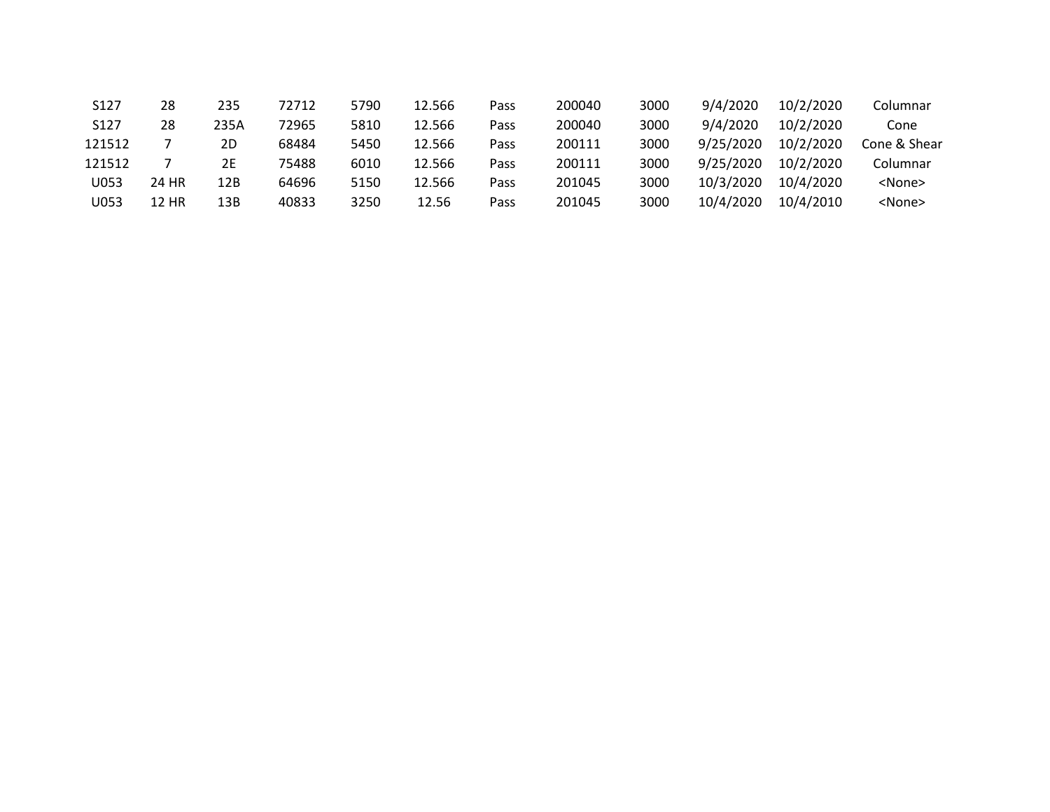| | | | | | | | | | | | |
|---|---|---|---|---|---|---|---|---|---|---|---|
| S127 | 28 | 235 | 72712 | 5790 | 12.566 | Pass | 200040 | 3000 | 9/4/2020 | 10/2/2020 | Columnar |
| S127 | 28 | 235A | 72965 | 5810 | 12.566 | Pass | 200040 | 3000 | 9/4/2020 | 10/2/2020 | Cone |
| 121512 | 7 | 2D | 68484 | 5450 | 12.566 | Pass | 200111 | 3000 | 9/25/2020 | 10/2/2020 | Cone & Shear |
| 121512 | 7 | 2E | 75488 | 6010 | 12.566 | Pass | 200111 | 3000 | 9/25/2020 | 10/2/2020 | Columnar |
| U053 | 24 HR | 12B | 64696 | 5150 | 12.566 | Pass | 201045 | 3000 | 10/3/2020 | 10/4/2020 | <None> |
| U053 | 12 HR | 13B | 40833 | 3250 | 12.56 | Pass | 201045 | 3000 | 10/4/2020 | 10/4/2010 | <None> |